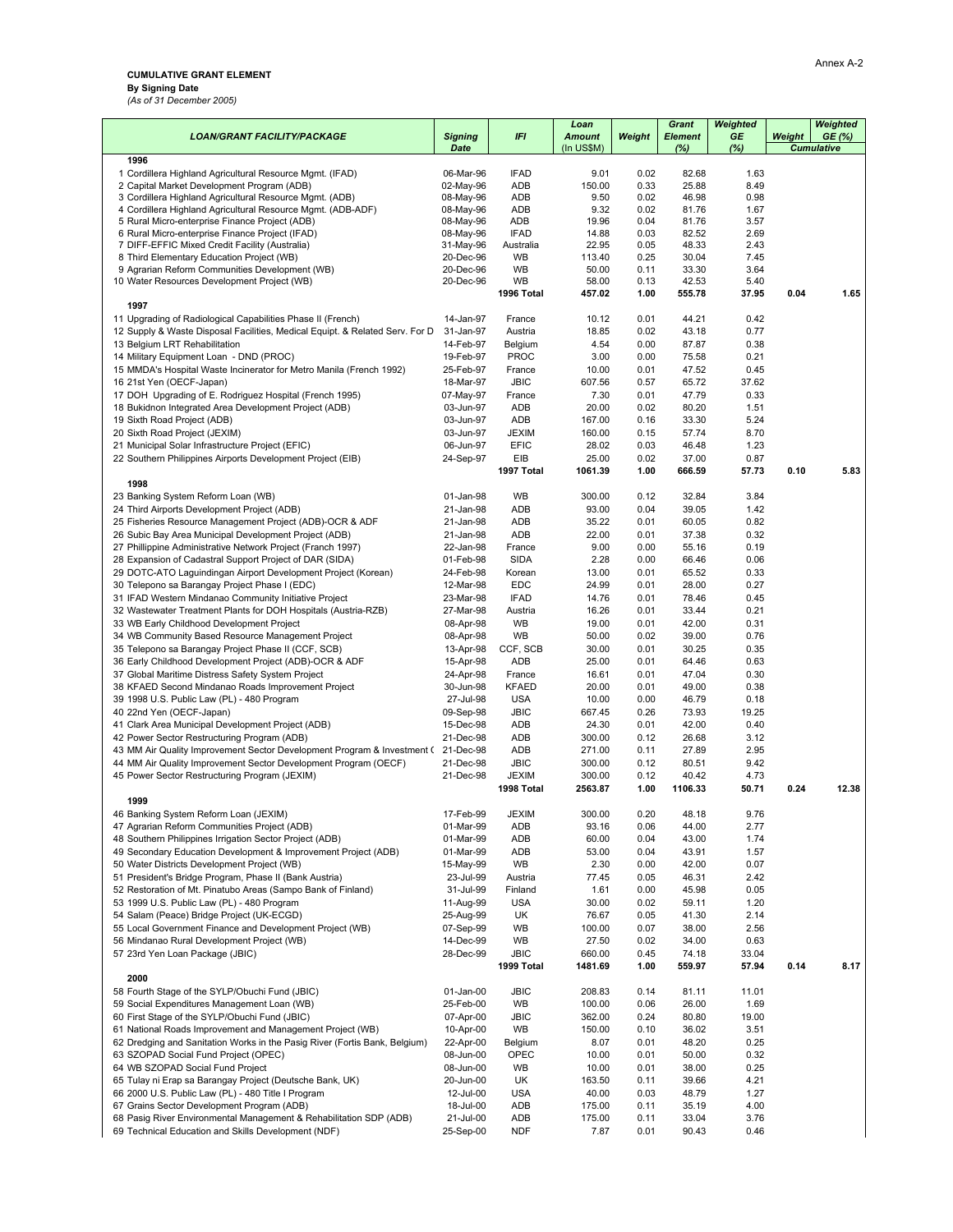Annex A-2

**CUMULATIVE GRANT ELEMENT**
**By Signing Date**
*(As of 31 December 2005)*

| *LOAN/GRANT FACILITY/PACKAGE* | *Signing Date* | *IFI* | *Loan Amount* (In US$M) | *Weight* | *Grant Element (%)* | *Weighted GE (%)* | *Weight* | *Weighted GE (%)* |
|---|---|---|---|---|---|---|---|---|
| | | | | | | | *Cumulative* | |
| **1996** | | | | | | | | |
| 1 Cordillera Highland Agricultural Resource Mgmt. (IFAD) | 06-Mar-96 | IFAD | 9.01 | 0.02 | 82.68 | 1.63 | | |
| 2 Capital Market Development Program (ADB) | 02-May-96 | ADB | 150.00 | 0.33 | 25.88 | 8.49 | | |
| 3 Cordillera Highland Agricultural Resource Mgmt. (ADB) | 08-May-96 | ADB | 9.50 | 0.02 | 46.98 | 0.98 | | |
| 4 Cordillera Highland Agricultural Resource Mgmt. (ADB-ADF) | 08-May-96 | ADB | 9.32 | 0.02 | 81.76 | 1.67 | | |
| 5 Rural Micro-enterprise Finance Project (ADB) | 08-May-96 | ADB | 19.96 | 0.04 | 81.76 | 3.57 | | |
| 6 Rural Micro-enterprise Finance Project (IFAD) | 08-May-96 | IFAD | 14.88 | 0.03 | 82.52 | 2.69 | | |
| 7 DIFF-EFFIC Mixed Credit Facility (Australia) | 31-May-96 | Australia | 22.95 | 0.05 | 48.33 | 2.43 | | |
| 8 Third Elementary Education Project (WB) | 20-Dec-96 | WB | 113.40 | 0.25 | 30.04 | 7.45 | | |
| 9 Agrarian Reform Communities Development (WB) | 20-Dec-96 | WB | 50.00 | 0.11 | 33.30 | 3.64 | | |
| 10 Water Resources Development Project (WB) | 20-Dec-96 | WB | 58.00 | 0.13 | 42.53 | 5.40 | | |
| | | **1996 Total** | **457.02** | **1.00** | **555.78** | **37.95** | **0.04** | **1.65** |
| **1997** | | | | | | | | |
| 11 Upgrading of Radiological Capabilities Phase II (French) | 14-Jan-97 | France | 10.12 | 0.01 | 44.21 | 0.42 | | |
| 12 Supply & Waste Disposal Facilities, Medical Equipt. & Related Serv. For D | 31-Jan-97 | Austria | 18.85 | 0.02 | 43.18 | 0.77 | | |
| 13 Belgium LRT Rehabilitation | 14-Feb-97 | Belgium | 4.54 | 0.00 | 87.87 | 0.38 | | |
| 14 Military Equipment Loan - DND (PROC) | 19-Feb-97 | PROC | 3.00 | 0.00 | 75.58 | 0.21 | | |
| 15 MMDA's Hospital Waste Incinerator for Metro Manila (French 1992) | 25-Feb-97 | France | 10.00 | 0.01 | 47.52 | 0.45 | | |
| 16 21st Yen (OECF-Japan) | 18-Mar-97 | JBIC | 607.56 | 0.57 | 65.72 | 37.62 | | |
| 17 DOH Upgrading of E. Rodriguez Hospital (French 1995) | 07-May-97 | France | 7.30 | 0.01 | 47.79 | 0.33 | | |
| 18 Bukidnon Integrated Area Development Project (ADB) | 03-Jun-97 | ADB | 20.00 | 0.02 | 80.20 | 1.51 | | |
| 19 Sixth Road Project (ADB) | 03-Jun-97 | ADB | 167.00 | 0.16 | 33.30 | 5.24 | | |
| 20 Sixth Road Project (JEXIM) | 03-Jun-97 | JEXIM | 160.00 | 0.15 | 57.74 | 8.70 | | |
| 21 Municipal Solar Infrastructure Project (EFIC) | 06-Jun-97 | EFIC | 28.02 | 0.03 | 46.48 | 1.23 | | |
| 22 Southern Philippines Airports Development Project (EIB) | 24-Sep-97 | EIB | 25.00 | 0.02 | 37.00 | 0.87 | | |
| | | **1997 Total** | **1061.39** | **1.00** | **666.59** | **57.73** | **0.10** | **5.83** |
| **1998** | | | | | | | | |
| 23 Banking System Reform Loan (WB) | 01-Jan-98 | WB | 300.00 | 0.12 | 32.84 | 3.84 | | |
| 24 Third Airports Development Project (ADB) | 21-Jan-98 | ADB | 93.00 | 0.04 | 39.05 | 1.42 | | |
| 25 Fisheries Resource Management Project (ADB)-OCR & ADF | 21-Jan-98 | ADB | 35.22 | 0.01 | 60.05 | 0.82 | | |
| 26 Subic Bay Area Municipal Development Project (ADB) | 21-Jan-98 | ADB | 22.00 | 0.01 | 37.38 | 0.32 | | |
| 27 Phillippine Administrative Network Project (Franch 1997) | 22-Jan-98 | France | 9.00 | 0.00 | 55.16 | 0.19 | | |
| 28 Expansion of Cadastral Support Project of DAR (SIDA) | 01-Feb-98 | SIDA | 2.28 | 0.00 | 66.46 | 0.06 | | |
| 29 DOTC-ATO Laguindingan Airport Development Project (Korean) | 24-Feb-98 | Korean | 13.00 | 0.01 | 65.52 | 0.33 | | |
| 30 Telepono sa Barangay Project Phase I (EDC) | 12-Mar-98 | EDC | 24.99 | 0.01 | 28.00 | 0.27 | | |
| 31 IFAD Western Mindanao Community Initiative Project | 23-Mar-98 | IFAD | 14.76 | 0.01 | 78.46 | 0.45 | | |
| 32 Wastewater Treatment Plants for DOH Hospitals (Austria-RZB) | 27-Mar-98 | Austria | 16.26 | 0.01 | 33.44 | 0.21 | | |
| 33 WB Early Childhood Development Project | 08-Apr-98 | WB | 19.00 | 0.01 | 42.00 | 0.31 | | |
| 34 WB Community Based Resource Management Project | 08-Apr-98 | WB | 50.00 | 0.02 | 39.00 | 0.76 | | |
| 35 Telepono sa Barangay Project Phase II (CCF, SCB) | 13-Apr-98 | CCF, SCB | 30.00 | 0.01 | 30.25 | 0.35 | | |
| 36 Early Childhood Development Project (ADB)-OCR & ADF | 15-Apr-98 | ADB | 25.00 | 0.01 | 64.46 | 0.63 | | |
| 37 Global Maritime Distress Safety System Project | 24-Apr-98 | France | 16.61 | 0.01 | 47.04 | 0.30 | | |
| 38 KFAED Second Mindanao Roads Improvement Project | 30-Jun-98 | KFAED | 20.00 | 0.01 | 49.00 | 0.38 | | |
| 39 1998 U.S. Public Law (PL) - 480 Program | 27-Jul-98 | USA | 10.00 | 0.00 | 46.79 | 0.18 | | |
| 40 22nd Yen (OECF-Japan) | 09-Sep-98 | JBIC | 667.45 | 0.26 | 73.93 | 19.25 | | |
| 41 Clark Area Municipal Development Project (ADB) | 15-Dec-98 | ADB | 24.30 | 0.01 | 42.00 | 0.40 | | |
| 42 Power Sector Restructuring Program (ADB) | 21-Dec-98 | ADB | 300.00 | 0.12 | 26.68 | 3.12 | | |
| 43 MM Air Quality Improvement Sector Development Program & Investment ( | 21-Dec-98 | ADB | 271.00 | 0.11 | 27.89 | 2.95 | | |
| 44 MM Air Quality Improvement Sector Development Program (OECF) | 21-Dec-98 | JBIC | 300.00 | 0.12 | 80.51 | 9.42 | | |
| 45 Power Sector Restructuring Program (JEXIM) | 21-Dec-98 | JEXIM | 300.00 | 0.12 | 40.42 | 4.73 | | |
| | | **1998 Total** | **2563.87** | **1.00** | **1106.33** | **50.71** | **0.24** | **12.38** |
| **1999** | | | | | | | | |
| 46 Banking System Reform Loan (JEXIM) | 17-Feb-99 | JEXIM | 300.00 | 0.20 | 48.18 | 9.76 | | |
| 47 Agrarian Reform Communities Project (ADB) | 01-Mar-99 | ADB | 93.16 | 0.06 | 44.00 | 2.77 | | |
| 48 Southern Philippines Irrigation Sector Project (ADB) | 01-Mar-99 | ADB | 60.00 | 0.04 | 43.00 | 1.74 | | |
| 49 Secondary Education Development & Improvement Project (ADB) | 01-Mar-99 | ADB | 53.00 | 0.04 | 43.91 | 1.57 | | |
| 50 Water Districts Development Project (WB) | 15-May-99 | WB | 2.30 | 0.00 | 42.00 | 0.07 | | |
| 51 President's Bridge Program, Phase II (Bank Austria) | 23-Jul-99 | Austria | 77.45 | 0.05 | 46.31 | 2.42 | | |
| 52 Restoration of Mt. Pinatubo Areas (Sampo Bank of Finland) | 31-Jul-99 | Finland | 1.61 | 0.00 | 45.98 | 0.05 | | |
| 53 1999 U.S. Public Law (PL) - 480 Program | 11-Aug-99 | USA | 30.00 | 0.02 | 59.11 | 1.20 | | |
| 54 Salam (Peace) Bridge Project (UK-ECGD) | 25-Aug-99 | UK | 76.67 | 0.05 | 41.30 | 2.14 | | |
| 55 Local Government Finance and Development Project (WB) | 07-Sep-99 | WB | 100.00 | 0.07 | 38.00 | 2.56 | | |
| 56 Mindanao Rural Development Project (WB) | 14-Dec-99 | WB | 27.50 | 0.02 | 34.00 | 0.63 | | |
| 57 23rd Yen Loan Package (JBIC) | 28-Dec-99 | JBIC | 660.00 | 0.45 | 74.18 | 33.04 | | |
| | | **1999 Total** | **1481.69** | **1.00** | **559.97** | **57.94** | **0.14** | **8.17** |
| **2000** | | | | | | | | |
| 58 Fourth Stage of the SYLP/Obuchi Fund (JBIC) | 01-Jan-00 | JBIC | 208.83 | 0.14 | 81.11 | 11.01 | | |
| 59 Social Expenditures Management Loan (WB) | 25-Feb-00 | WB | 100.00 | 0.06 | 26.00 | 1.69 | | |
| 60 First Stage of the SYLP/Obuchi Fund (JBIC) | 07-Apr-00 | JBIC | 362.00 | 0.24 | 80.80 | 19.00 | | |
| 61 National Roads Improvement and Management Project (WB) | 10-Apr-00 | WB | 150.00 | 0.10 | 36.02 | 3.51 | | |
| 62 Dredging and Sanitation Works in the Pasig River (Fortis Bank, Belgium) | 22-Apr-00 | Belgium | 8.07 | 0.01 | 48.20 | 0.25 | | |
| 63 SZOPAD Social Fund Project (OPEC) | 08-Jun-00 | OPEC | 10.00 | 0.01 | 50.00 | 0.32 | | |
| 64 WB SZOPAD Social Fund Project | 08-Jun-00 | WB | 10.00 | 0.01 | 38.00 | 0.25 | | |
| 65 Tulay ni Erap sa Barangay Project (Deutsche Bank, UK) | 20-Jun-00 | UK | 163.50 | 0.11 | 39.66 | 4.21 | | |
| 66 2000 U.S. Public Law (PL) - 480 Title I Program | 12-Jul-00 | USA | 40.00 | 0.03 | 48.79 | 1.27 | | |
| 67 Grains Sector Development Program (ADB) | 18-Jul-00 | ADB | 175.00 | 0.11 | 35.19 | 4.00 | | |
| 68 Pasig River Environmental Management & Rehabilitation SDP (ADB) | 21-Jul-00 | ADB | 175.00 | 0.11 | 33.04 | 3.76 | | |
| 69 Technical Education and Skills Development (NDF) | 25-Sep-00 | NDF | 7.87 | 0.01 | 90.43 | 0.46 | | |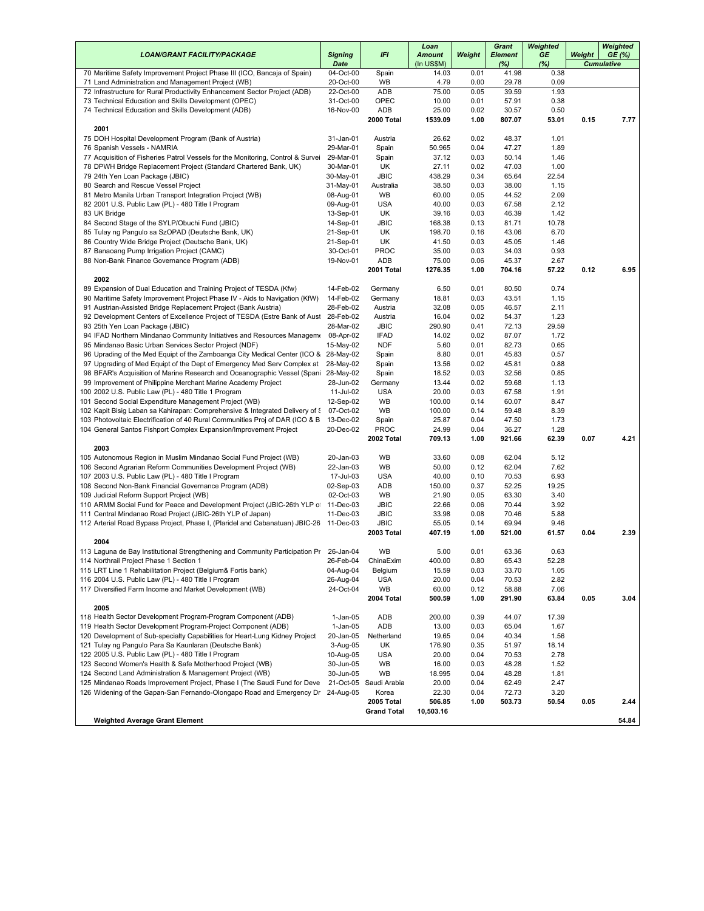| LOAN/GRANT FACILITY/PACKAGE | Signing Date | IFI | Loan Amount (In US$M) | Weight | Grant Element (%) | Weighted GE (%) | Weight | Weighted GE (%) |
|---|---|---|---|---|---|---|---|---|
| | | | | | | | Cumulative | |
| 70 Maritime Safety Improvement Project Phase III (ICO, Bancaja of Spain) | 04-Oct-00 | Spain | 14.03 | 0.01 | 41.98 | 0.38 | | |
| 71 Land Administration and Management Project (WB) | 20-Oct-00 | WB | 4.79 | 0.00 | 29.78 | 0.09 | | |
| 72 Infrastructure for Rural Productivity Enhancement Sector Project (ADB) | 22-Oct-00 | ADB | 75.00 | 0.05 | 39.59 | 1.93 | | |
| 73 Technical Education and Skills Development (OPEC) | 31-Oct-00 | OPEC | 10.00 | 0.01 | 57.91 | 0.38 | | |
| 74 Technical Education and Skills Development (ADB) | 16-Nov-00 | ADB | 25.00 | 0.02 | 30.57 | 0.50 | | |
| | | **2000 Total** | **1539.09** | **1.00** | **807.07** | **53.01** | **0.15** | **7.77** |
| **2001** | | | | | | | | |
| 75 DOH Hospital Development Program (Bank of Austria) | 31-Jan-01 | Austria | 26.62 | 0.02 | 48.37 | 1.01 | | |
| 76 Spanish Vessels - NAMRIA | 29-Mar-01 | Spain | 50.965 | 0.04 | 47.27 | 1.89 | | |
| 77 Acquisition of Fisheries Patrol Vessels for the Monitoring, Control & Survei | 29-Mar-01 | Spain | 37.12 | 0.03 | 50.14 | 1.46 | | |
| 78 DPWH Bridge Replacement Project (Standard Chartered Bank, UK) | 30-Mar-01 | UK | 27.11 | 0.02 | 47.03 | 1.00 | | |
| 79 24th Yen Loan Package (JBIC) | 30-May-01 | JBIC | 438.29 | 0.34 | 65.64 | 22.54 | | |
| 80 Search and Rescue Vessel Project | 31-May-01 | Australia | 38.50 | 0.03 | 38.00 | 1.15 | | |
| 81 Metro Manila Urban Transport Integration Project (WB) | 08-Aug-01 | WB | 60.00 | 0.05 | 44.52 | 2.09 | | |
| 82 2001 U.S. Public Law (PL) - 480 Title I Program | 09-Aug-01 | USA | 40.00 | 0.03 | 67.58 | 2.12 | | |
| 83 UK Bridge | 13-Sep-01 | UK | 39.16 | 0.03 | 46.39 | 1.42 | | |
| 84 Second Stage of the SYLP/Obuchi Fund (JBIC) | 14-Sep-01 | JBIC | 168.38 | 0.13 | 81.71 | 10.78 | | |
| 85 Tulay ng Pangulo sa SzOPAD (Deutsche Bank, UK) | 21-Sep-01 | UK | 198.70 | 0.16 | 43.06 | 6.70 | | |
| 86 Country Wide Bridge Project (Deutsche Bank, UK) | 21-Sep-01 | UK | 41.50 | 0.03 | 45.05 | 1.46 | | |
| 87 Banaoang Pump Irrigation Project (CAMC) | 30-Oct-01 | PROC | 35.00 | 0.03 | 34.03 | 0.93 | | |
| 88 Non-Bank Finance Governance Program (ADB) | 19-Nov-01 | ADB | 75.00 | 0.06 | 45.37 | 2.67 | | |
| | | **2001 Total** | **1276.35** | **1.00** | **704.16** | **57.22** | **0.12** | **6.95** |
| **2002** | | | | | | | | |
| 89 Expansion of Dual Education and Training Project of TESDA (Kfw) | 14-Feb-02 | Germany | 6.50 | 0.01 | 80.50 | 0.74 | | |
| 90 Maritime Safety Improvement Project Phase IV - Aids to Navigation (KfW) | 14-Feb-02 | Germany | 18.81 | 0.03 | 43.51 | 1.15 | | |
| 91 Austrian-Assisted Bridge Replacement Project (Bank Austria) | 28-Feb-02 | Austria | 32.08 | 0.05 | 46.57 | 2.11 | | |
| 92 Development Centers of Excellence Project of TESDA (Estre Bank of Aust | 28-Feb-02 | Austria | 16.04 | 0.02 | 54.37 | 1.23 | | |
| 93 25th Yen Loan Package (JBIC) | 28-Mar-02 | JBIC | 290.90 | 0.41 | 72.13 | 29.59 | | |
| 94 IFAD Northern Mindanao Community Initiatives and Resources Manageme | 08-Apr-02 | IFAD | 14.02 | 0.02 | 87.07 | 1.72 | | |
| 95 Mindanao Basic Urban Services Sector Project (NDF) | 15-May-02 | NDF | 5.60 | 0.01 | 82.73 | 0.65 | | |
| 96 Uprading of the Med Equipt of the Zamboanga City Medical Center (ICO & | 28-May-02 | Spain | 8.80 | 0.01 | 45.83 | 0.57 | | |
| 97 Upgrading of Med Equipt of the Dept of Emergency Med Serv Complex at | 28-May-02 | Spain | 13.56 | 0.02 | 45.81 | 0.88 | | |
| 98 BFAR's Acquisition of Marine Research and Oceanographic Vessel (Spani | 28-May-02 | Spain | 18.52 | 0.03 | 32.56 | 0.85 | | |
| 99 Improvement of Philippine Merchant Marine Academy Project | 28-Jun-02 | Germany | 13.44 | 0.02 | 59.68 | 1.13 | | |
| 100 2002 U.S. Public Law (PL) - 480 Title 1 Program | 11-Jul-02 | USA | 20.00 | 0.03 | 67.58 | 1.91 | | |
| 101 Second Social Expenditure Management Project (WB) | 12-Sep-02 | WB | 100.00 | 0.14 | 60.07 | 8.47 | | |
| 102 Kapit Bisig Laban sa Kahirapan: Comprehensive & Integrated Delivery of S | 07-Oct-02 | WB | 100.00 | 0.14 | 59.48 | 8.39 | | |
| 103 Photovoltaic Electrification of 40 Rural Communities Proj of DAR (ICO & B | 13-Dec-02 | Spain | 25.87 | 0.04 | 47.50 | 1.73 | | |
| 104 General Santos Fishport Complex Expansion/Improvement Project | 20-Dec-02 | PROC | 24.99 | 0.04 | 36.27 | 1.28 | | |
| | | **2002 Total** | **709.13** | **1.00** | **921.66** | **62.39** | **0.07** | **4.21** |
| **2003** | | | | | | | | |
| 105 Autonomous Region in Muslim Mindanao Social Fund Project (WB) | 20-Jan-03 | WB | 33.60 | 0.08 | 62.04 | 5.12 | | |
| 106 Second Agrarian Reform Communities Development Project (WB) | 22-Jan-03 | WB | 50.00 | 0.12 | 62.04 | 7.62 | | |
| 107 2003 U.S. Public Law (PL) - 480 Title I Program | 17-Jul-03 | USA | 40.00 | 0.10 | 70.53 | 6.93 | | |
| 108 Second Non-Bank Financial Governance Program (ADB) | 02-Sep-03 | ADB | 150.00 | 0.37 | 52.25 | 19.25 | | |
| 109 Judicial Reform Support Project (WB) | 02-Oct-03 | WB | 21.90 | 0.05 | 63.30 | 3.40 | | |
| 110 ARMM Social Fund for Peace and Development Project (JBIC-26th YLP o | 11-Dec-03 | JBIC | 22.66 | 0.06 | 70.44 | 3.92 | | |
| 111 Central Mindanao Road Project (JBIC-26th YLP of Japan) | 11-Dec-03 | JBIC | 33.98 | 0.08 | 70.46 | 5.88 | | |
| 112 Arterial Road Bypass Project, Phase I, (Plaridel and Cabanatuan) JBIC-26 | 11-Dec-03 | JBIC | 55.05 | 0.14 | 69.94 | 9.46 | | |
| | | **2003 Total** | **407.19** | **1.00** | **521.00** | **61.57** | **0.04** | **2.39** |
| **2004** | | | | | | | | |
| 113 Laguna de Bay Institutional Strengthening and Community Participation Pr | 26-Jan-04 | WB | 5.00 | 0.01 | 63.36 | 0.63 | | |
| 114 Northrail Project Phase 1 Section 1 | 26-Feb-04 | ChinaExim | 400.00 | 0.80 | 65.43 | 52.28 | | |
| 115 LRT Line 1 Rehabilitation Project (Belgium& Fortis bank) | 04-Aug-04 | Belgium | 15.59 | 0.03 | 33.70 | 1.05 | | |
| 116 2004 U.S. Public Law (PL) - 480 Title I Program | 26-Aug-04 | USA | 20.00 | 0.04 | 70.53 | 2.82 | | |
| 117 Diversified Farm Income and Market Development (WB) | 24-Oct-04 | WB | 60.00 | 0.12 | 58.88 | 7.06 | | |
| | | **2004 Total** | **500.59** | **1.00** | **291.90** | **63.84** | **0.05** | **3.04** |
| **2005** | | | | | | | | |
| 118 Health Sector Development Program-Program Component (ADB) | 1-Jan-05 | ADB | 200.00 | 0.39 | 44.07 | 17.39 | | |
| 119 Health Sector Development Program-Project Component (ADB) | 1-Jan-05 | ADB | 13.00 | 0.03 | 65.04 | 1.67 | | |
| 120 Development of Sub-specialty Capabilities for Heart-Lung Kidney Project | 20-Jan-05 | Netherland | 19.65 | 0.04 | 40.34 | 1.56 | | |
| 121 Tulay ng Pangulo Para Sa Kaunlaran (Deutsche Bank) | 3-Aug-05 | UK | 176.90 | 0.35 | 51.97 | 18.14 | | |
| 122 2005 U.S. Public Law (PL) - 480 Title I Program | 10-Aug-05 | USA | 20.00 | 0.04 | 70.53 | 2.78 | | |
| 123 Second Women's Health & Safe Motherhood Project (WB) | 30-Jun-05 | WB | 16.00 | 0.03 | 48.28 | 1.52 | | |
| 124 Second Land Administration & Management Project (WB) | 30-Jun-05 | WB | 18.995 | 0.04 | 48.28 | 1.81 | | |
| 125 Mindanao Roads Improvement Project, Phase I (The Saudi Fund for Deve | 21-Oct-05 | Saudi Arabia | 20.00 | 0.04 | 62.49 | 2.47 | | |
| 126 Widening of the Gapan-San Fernando-Olongapo Road and Emergency Dr | 24-Aug-05 | Korea | 22.30 | 0.04 | 72.73 | 3.20 | | |
| | | **2005 Total** | **506.85** | **1.00** | **503.73** | **50.54** | **0.05** | **2.44** |
| | | **Grand Total** | **10,503.16** | | | | | |
| **Weighted Average Grant Element** | | | | | | | | **54.84** |